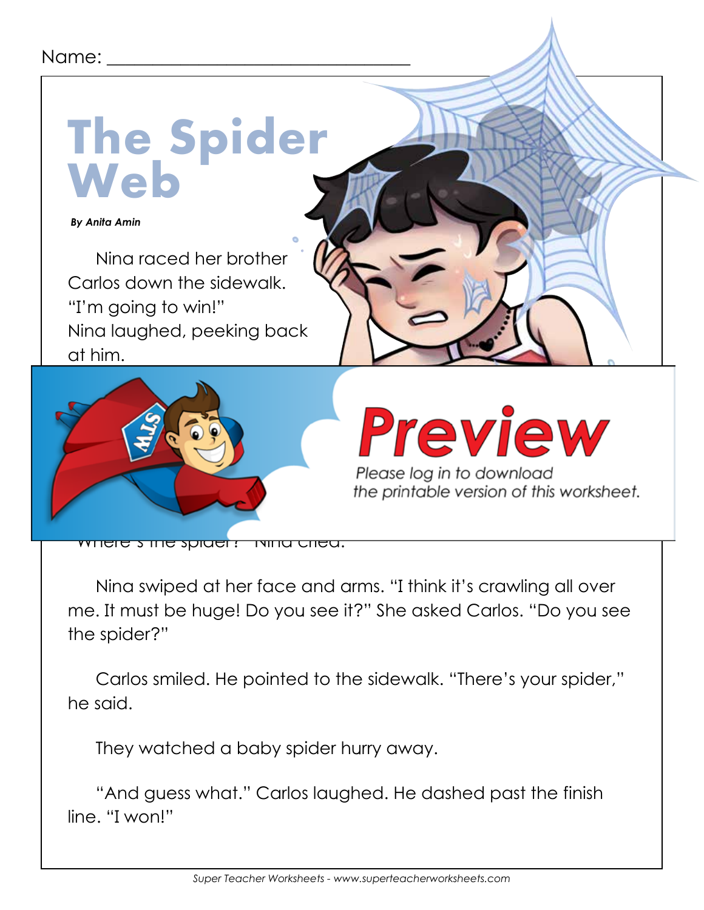Name: ________________________________

# The Spider Web

***By Anita Amin***

Nina raced her brother Carlos down the sidewalk. “I’m going to win!” Nina laughed, peeking back at him.

“Where’s the spider?” Nina cried.

Nina swiped at her face and arms. “I think it’s crawling all over me. It must be huge! Do you see it?” She asked Carlos. “Do you see the spider?”

Carlos smiled. He pointed to the sidewalk. “There’s your spider,” he said.

They watched a baby spider hurry away.

“And guess what.” Carlos laughed. He dashed past the finish line. “I won!”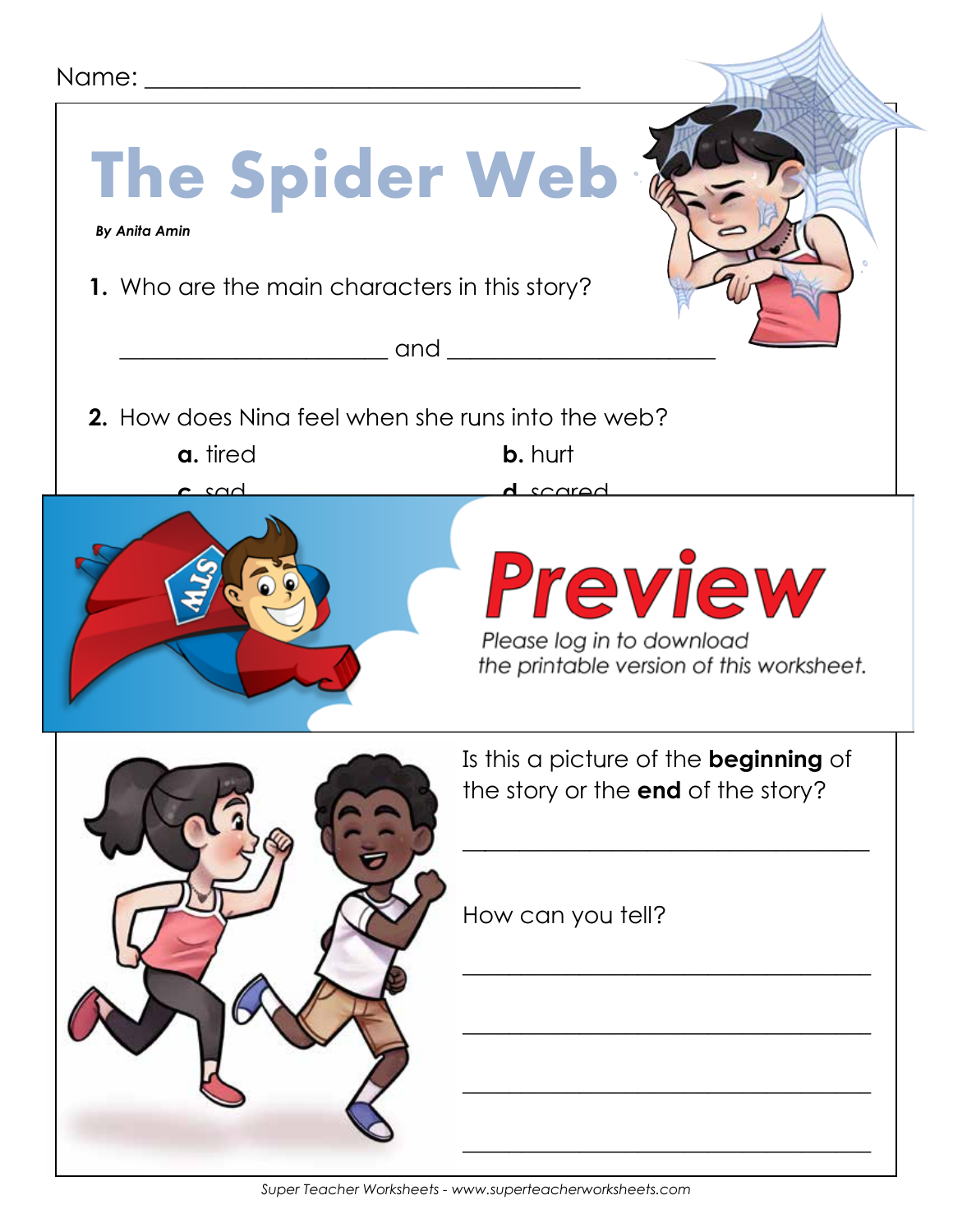Name: ___________________________________

# The Spider Web

***By Anita Amin***

**1.** Who are the main characters in this story?

_____________________ and _____________________

**2.** How does Nina feel when she runs into the web?

**a.** tired **b.** hurt

**c.** sad **d.** scared

# Preview

*Please log in to download the printable version of this worksheet.*

Is this a picture of the **beginning** of the story or the **end** of the story?

_________________________________

How can you tell?

_________________________________

_________________________________

_________________________________

_________________________________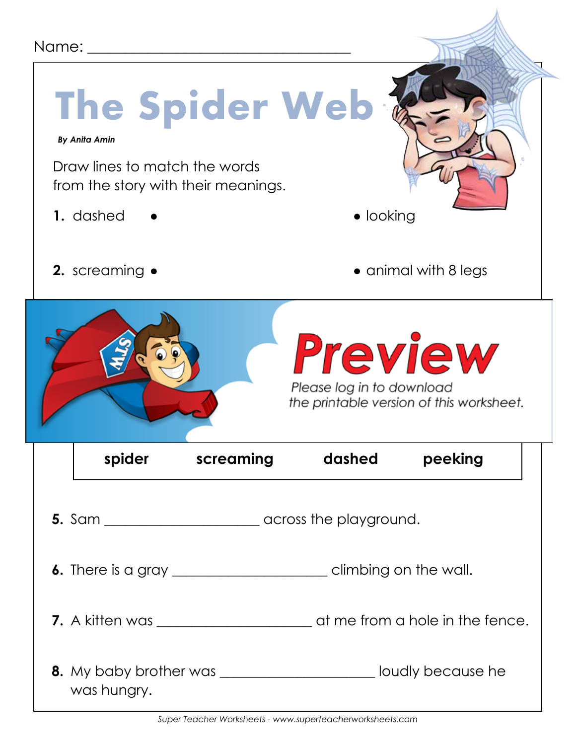Name: ___________________________________

# The Spider Web

***By Anita Amin***

Draw lines to match the words from the story with their meanings.

**1.** dashed •     • looking

**2.** screaming •     • animal with 8 legs

# Preview

*Please log in to download the printable version of this worksheet.*

| **spider** | **screaming** | **dashed** | **peeking** |
|---|---|---|---|

**5.** Sam ____________________ across the playground.

**6.** There is a gray ____________________ climbing on the wall.

**7.** A kitten was ____________________ at me from a hole in the fence.

**8.** My baby brother was ____________________ loudly because he was hungry.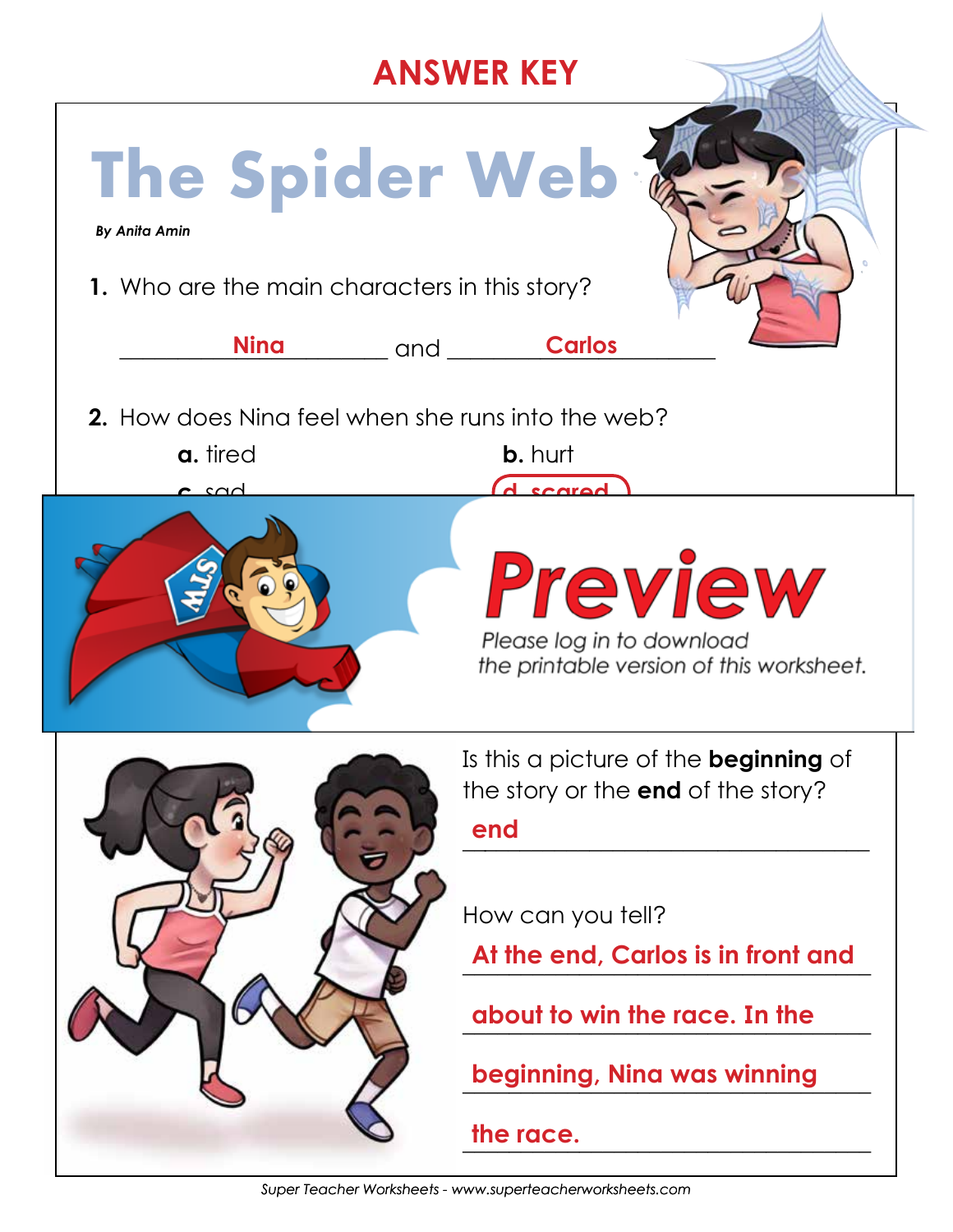**ANSWER KEY**

# The Spider Web

***By Anita Amin***

**1.** Who are the main characters in this story?

\_\_\_\_\_\_ Nina \_\_\_\_\_\_ and \_\_\_\_\_\_ Carlos \_\_\_\_\_\_

**2.** How does Nina feel when she runs into the web?

**a.** tired

**b.** hurt

**c.** sad

**d.** scared

# Preview

*Please log in to download the printable version of this worksheet.*

Is this a picture of the **beginning** of the story or the **end** of the story?

end

How can you tell?

At the end, Carlos is in front and about to win the race. In the beginning, Nina was winning the race.

*Super Teacher Worksheets - www.superteacherworksheets.com*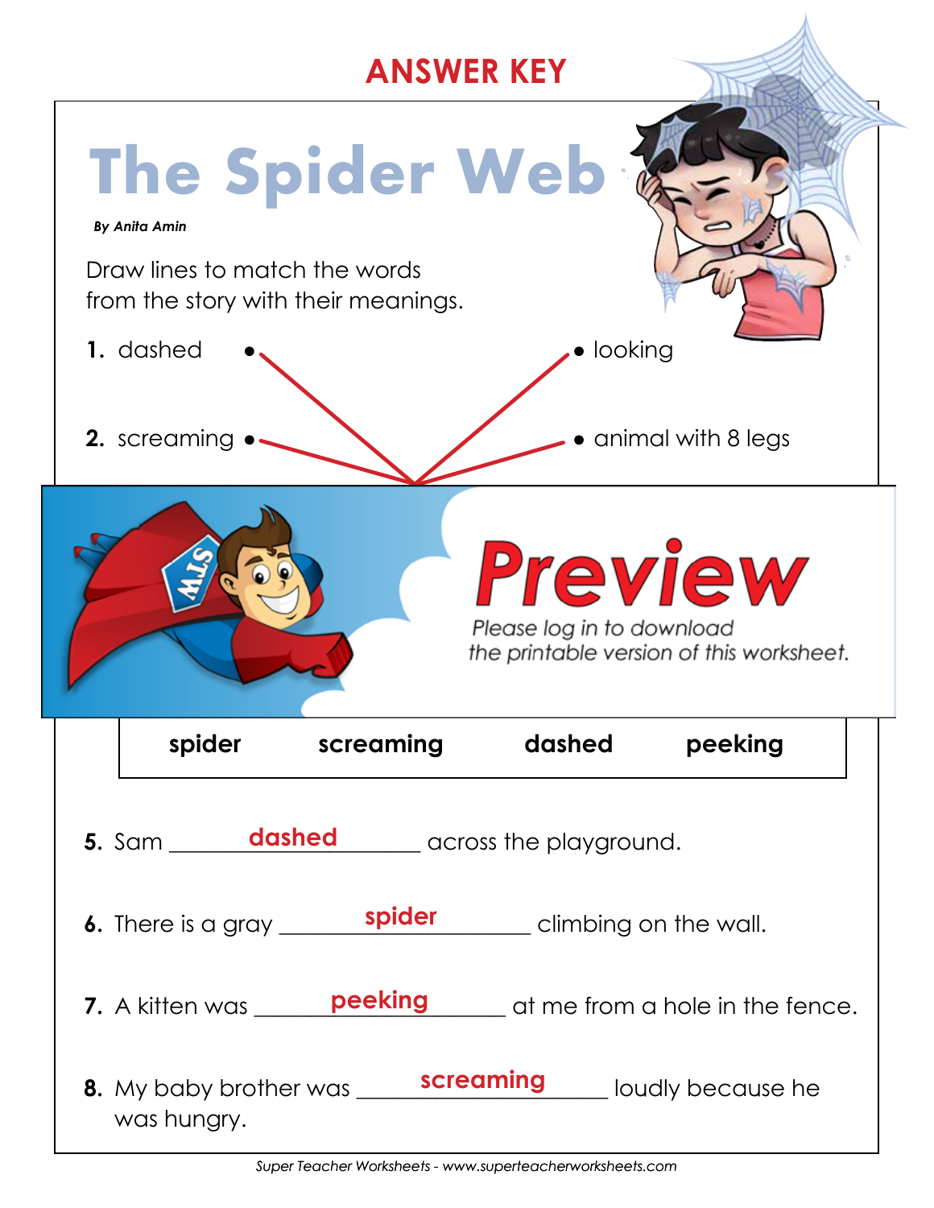ANSWER KEY

# The Spider Web

***By Anita Amin***

Draw lines to match the words from the story with their meanings.

**1.** dashed • • looking

**2.** screaming • • animal with 8 legs

Preview

*Please log in to download the printable version of this worksheet.*

| | | | |
|---|---|---|---|
| **spider** | **screaming** | **dashed** | **peeking** |

**5.** Sam **dashed** across the playground.

**6.** There is a gray **spider** climbing on the wall.

**7.** A kitten was **peeking** at me from a hole in the fence.

**8.** My baby brother was **screaming** loudly because he was hungry.

*Super Teacher Worksheets - www.superteacherworksheets.com*